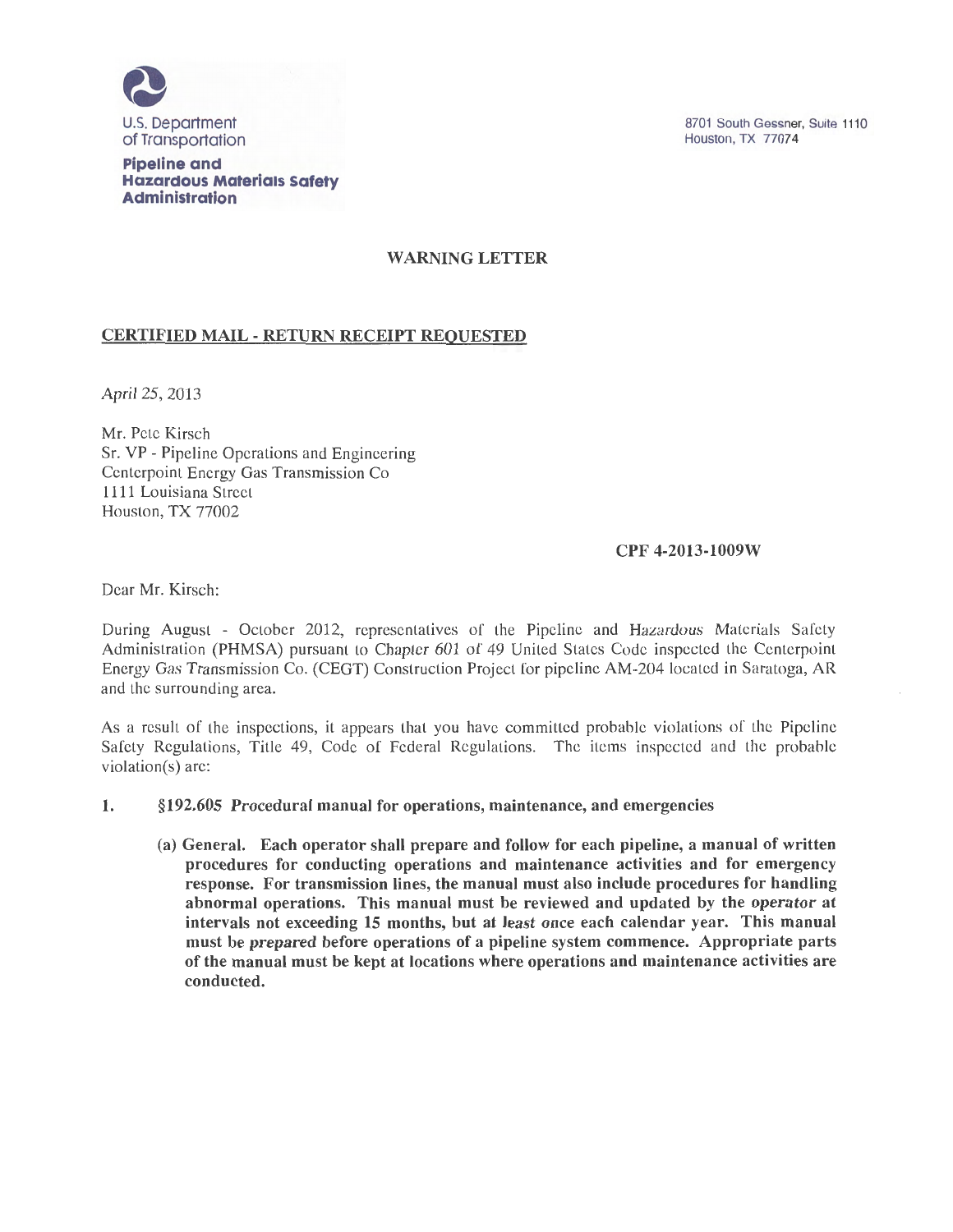U.S. Department of Transportation

**Pipeline and Hazardous Materials Safety Administration**

8701 South Gessner, Suite 1110
Houston, TX 77074

## WARNING LETTER

**CERTIFIED MAIL - RETURN RECEIPT REQUESTED**

*April 25, 2013*

Mr. Pete Kirsch
Sr. VP - Pipeline Operations and Engineering
Centerpoint Energy Gas Transmission Co
1111 Louisiana Street
Houston, TX 77002

**CPF 4-2013-1009W**

Dear Mr. Kirsch:

During August - October 2012, representatives of the Pipeline and Hazardous Materials Safety Administration (PHMSA) pursuant to Chapter 601 of 49 United States Code inspected the Centerpoint Energy Gas Transmission Co. (CEGT) Construction Project for pipeline AM-204 located in Saratoga, AR and the surrounding area.

As a result of the inspections, it appears that you have committed probable violations of the Pipeline Safety Regulations, Title 49, Code of Federal Regulations. The items inspected and the probable violation(s) are:

1. **§192.605 Procedural manual for operations, maintenance, and emergencies**

   **(a) General. Each operator shall prepare and follow for each pipeline, a manual of written procedures for conducting operations and maintenance activities and for emergency response. For transmission lines, the manual must also include procedures for handling abnormal operations. This manual must be reviewed and updated by the operator at intervals not exceeding 15 months, but at least once each calendar year. This manual must be prepared before operations of a pipeline system commence. Appropriate parts of the manual must be kept at locations where operations and maintenance activities are conducted.**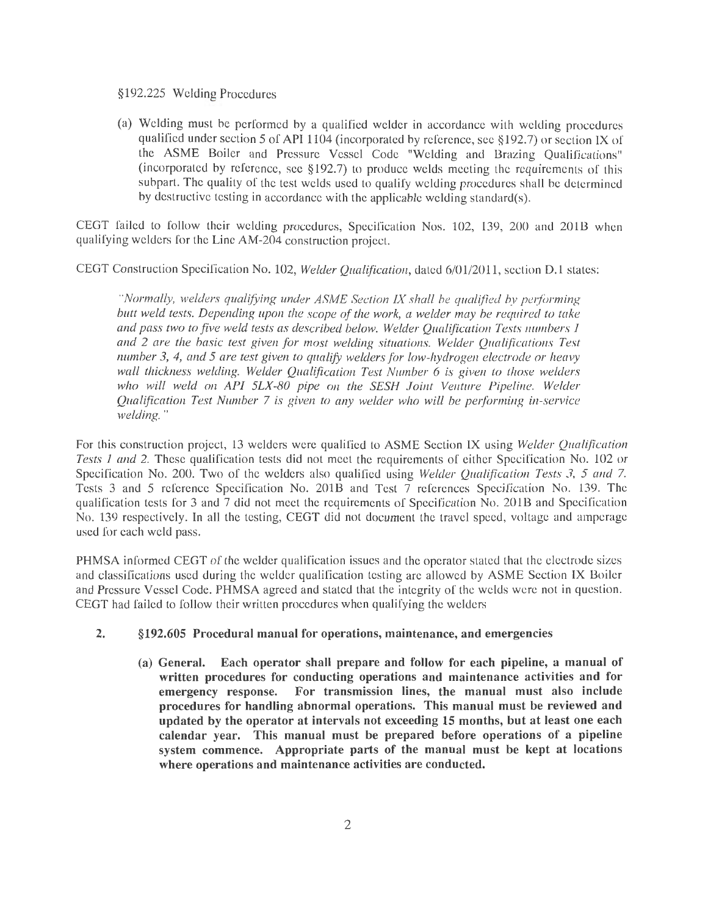§192.225 Welding Procedures

(a) Welding must be performed by a qualified welder in accordance with welding procedures qualified under section 5 of API 1104 (incorporated by reference, see §192.7) or section IX of the ASME Boiler and Pressure Vessel Code "Welding and Brazing Qualifications" (incorporated by reference, see §192.7) to produce welds meeting the requirements of this subpart. The quality of the test welds used to qualify welding procedures shall be determined by destructive testing in accordance with the applicable welding standard(s).

CEGT failed to follow their welding procedures, Specification Nos. 102, 139, 200 and 201B when qualifying welders for the Line AM-204 construction project.

CEGT Construction Specification No. 102, *Welder Qualification*, dated 6/01/2011, section D.1 states:

> *"Normally, welders qualifying under ASME Section IX shall be qualified by performing butt weld tests. Depending upon the scope of the work, a welder may be required to take and pass two to five weld tests as described below. Welder Qualification Tests numbers 1 and 2 are the basic test given for most welding situations. Welder Qualifications Test number 3, 4, and 5 are test given to qualify welders for low-hydrogen electrode or heavy wall thickness welding. Welder Qualification Test Number 6 is given to those welders who will weld on API 5LX-80 pipe on the SESH Joint Venture Pipeline. Welder Qualification Test Number 7 is given to any welder who will be performing in-service welding."*

For this construction project, 13 welders were qualified to ASME Section IX using *Welder Qualification Tests 1 and 2.* These qualification tests did not meet the requirements of either Specification No. 102 or Specification No. 200. Two of the welders also qualified using *Welder Qualification Tests 3, 5 and 7.* Tests 3 and 5 reference Specification No. 201B and Test 7 references Specification No. 139. The qualification tests for 3 and 7 did not meet the requirements of Specification No. 201B and Specification No. 139 respectively. In all the testing, CEGT did not document the travel speed, voltage and amperage used for each weld pass.

PHMSA informed CEGT of the welder qualification issues and the operator stated that the electrode sizes and classifications used during the welder qualification testing are allowed by ASME Section IX Boiler and Pressure Vessel Code. PHMSA agreed and stated that the integrity of the welds were not in question. CEGT had failed to follow their written procedures when qualifying the welders

2. **§192.605 Procedural manual for operations, maintenance, and emergencies**

   **(a) General. Each operator shall prepare and follow for each pipeline, a manual of written procedures for conducting operations and maintenance activities and for emergency response. For transmission lines, the manual must also include procedures for handling abnormal operations. This manual must be reviewed and updated by the operator at intervals not exceeding 15 months, but at least one each calendar year. This manual must be prepared before operations of a pipeline system commence. Appropriate parts of the manual must be kept at locations where operations and maintenance activities are conducted.**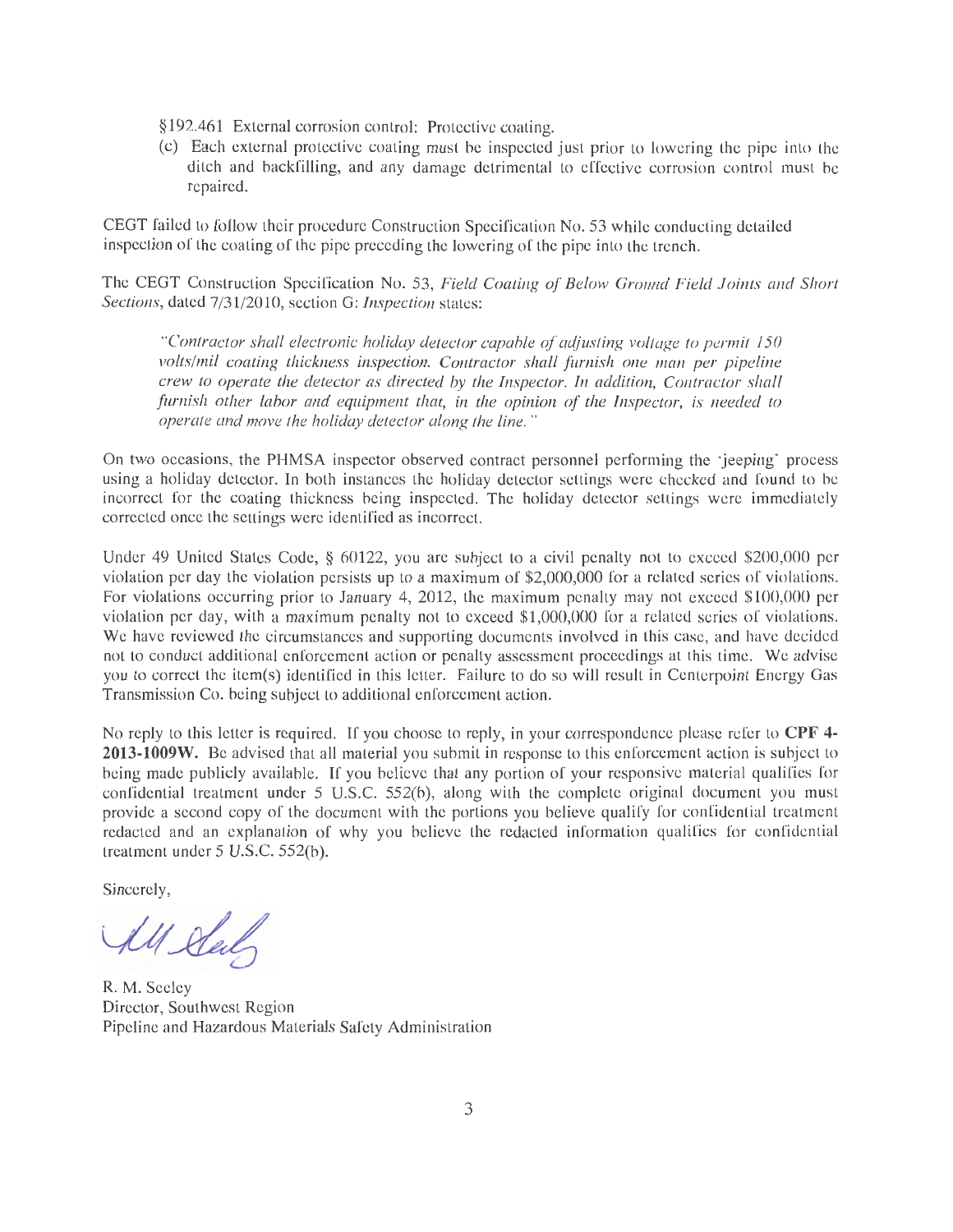§192.461 External corrosion control: Protective coating.

(c) Each external protective coating must be inspected just prior to lowering the pipe into the ditch and backfilling, and any damage detrimental to effective corrosion control must be repaired.

CEGT failed to follow their procedure Construction Specification No. 53 while conducting detailed inspection of the coating of the pipe preceding the lowering of the pipe into the trench.

The CEGT Construction Specification No. 53, *Field Coating of Below Ground Field Joints and Short Sections*, dated 7/31/2010, section G: *Inspection* states:

> *"Contractor shall electronic holiday detector capable of adjusting voltage to permit 150 volts/mil coating thickness inspection. Contractor shall furnish one man per pipeline crew to operate the detector as directed by the Inspector. In addition, Contractor shall furnish other labor and equipment that, in the opinion of the Inspector, is needed to operate and move the holiday detector along the line."*

On two occasions, the PHMSA inspector observed contract personnel performing the 'jeeping' process using a holiday detector. In both instances the holiday detector settings were checked and found to be incorrect for the coating thickness being inspected. The holiday detector settings were immediately corrected once the settings were identified as incorrect.

Under 49 United States Code, § 60122, you are subject to a civil penalty not to exceed $200,000 per violation per day the violation persists up to a maximum of $2,000,000 for a related series of violations. For violations occurring prior to January 4, 2012, the maximum penalty may not exceed $100,000 per violation per day, with a maximum penalty not to exceed $1,000,000 for a related series of violations. We have reviewed the circumstances and supporting documents involved in this case, and have decided not to conduct additional enforcement action or penalty assessment proceedings at this time. We advise you to correct the item(s) identified in this letter. Failure to do so will result in Centerpoint Energy Gas Transmission Co. being subject to additional enforcement action.

No reply to this letter is required. If you choose to reply, in your correspondence please refer to **CPF 4-2013-1009W.** Be advised that all material you submit in response to this enforcement action is subject to being made publicly available. If you believe that any portion of your responsive material qualifies for confidential treatment under 5 U.S.C. 552(b), along with the complete original document you must provide a second copy of the document with the portions you believe qualify for confidential treatment redacted and an explanation of why you believe the redacted information qualifies for confidential treatment under 5 U.S.C. 552(b).

Sincerely,

R. M. Seeley
Director, Southwest Region
Pipeline and Hazardous Materials Safety Administration